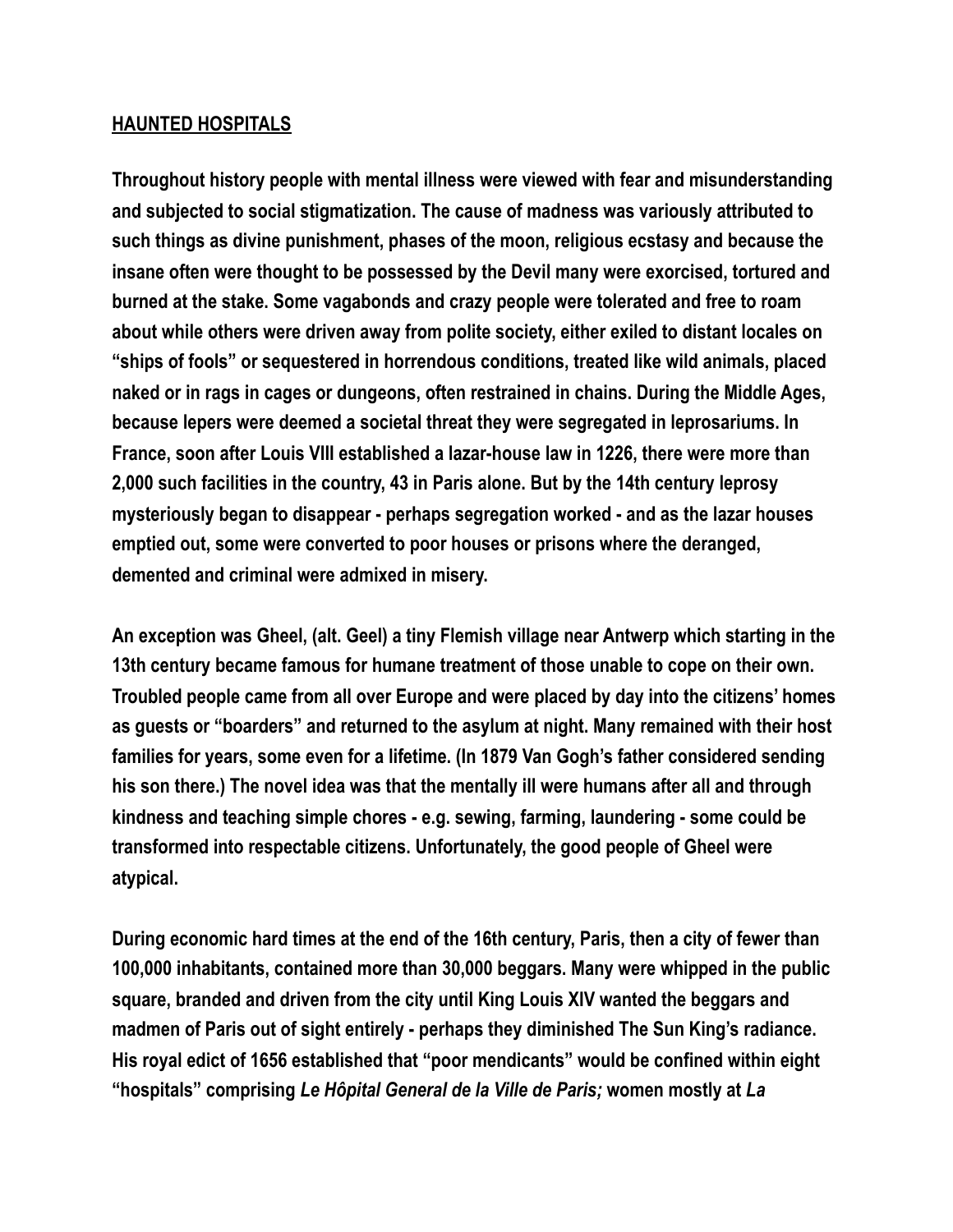# HAUNTED HOSPITALS

**Throughout history people with mental illness were viewed with fear and misunderstanding and subjected to social stigmatization. The cause of madness was variously attributed to such things as divine punishment, phases of the moon, religious ecstasy and because the insane often were thought to be possessed by the Devil many were exorcised, tortured and burned at the stake. Some vagabonds and crazy people were tolerated and free to roam about while others were driven away from polite society, either exiled to distant locales on "ships of fools" or sequestered in horrendous conditions, treated like wild animals, placed naked or in rags in cages or dungeons, often restrained in chains. During the Middle Ages, because lepers were deemed a societal threat they were segregated in leprosariums. In France, soon after Louis VIII established a lazar-house law in 1226, there were more than 2,000 such facilities in the country, 43 in Paris alone. But by the 14th century leprosy mysteriously began to disappear - perhaps segregation worked - and as the lazar houses emptied out, some were converted to poor houses or prisons where the deranged, demented and criminal were admixed in misery.**

**An exception was Gheel, (alt. Geel) a tiny Flemish village near Antwerp which starting in the 13th century became famous for humane treatment of those unable to cope on their own. Troubled people came from all over Europe and were placed by day into the citizens' homes as guests or "boarders" and returned to the asylum at night. Many remained with their host families for years, some even for a lifetime. (In 1879 Van Gogh's father considered sending his son there.) The novel idea was that the mentally ill were humans after all and through kindness and teaching simple chores - e.g. sewing, farming, laundering - some could be transformed into respectable citizens. Unfortunately, the good people of Gheel were atypical.**

**During economic hard times at the end of the 16th century, Paris, then a city of fewer than 100,000 inhabitants, contained more than 30,000 beggars. Many were whipped in the public square, branded and driven from the city until King Louis XIV wanted the beggars and madmen of Paris out of sight entirely - perhaps they diminished The Sun King's radiance. His royal edict of 1656 established that "poor mendicants" would be confined within eight "hospitals" comprising *Le Hôpital General de la Ville de Paris;* women mostly at *La***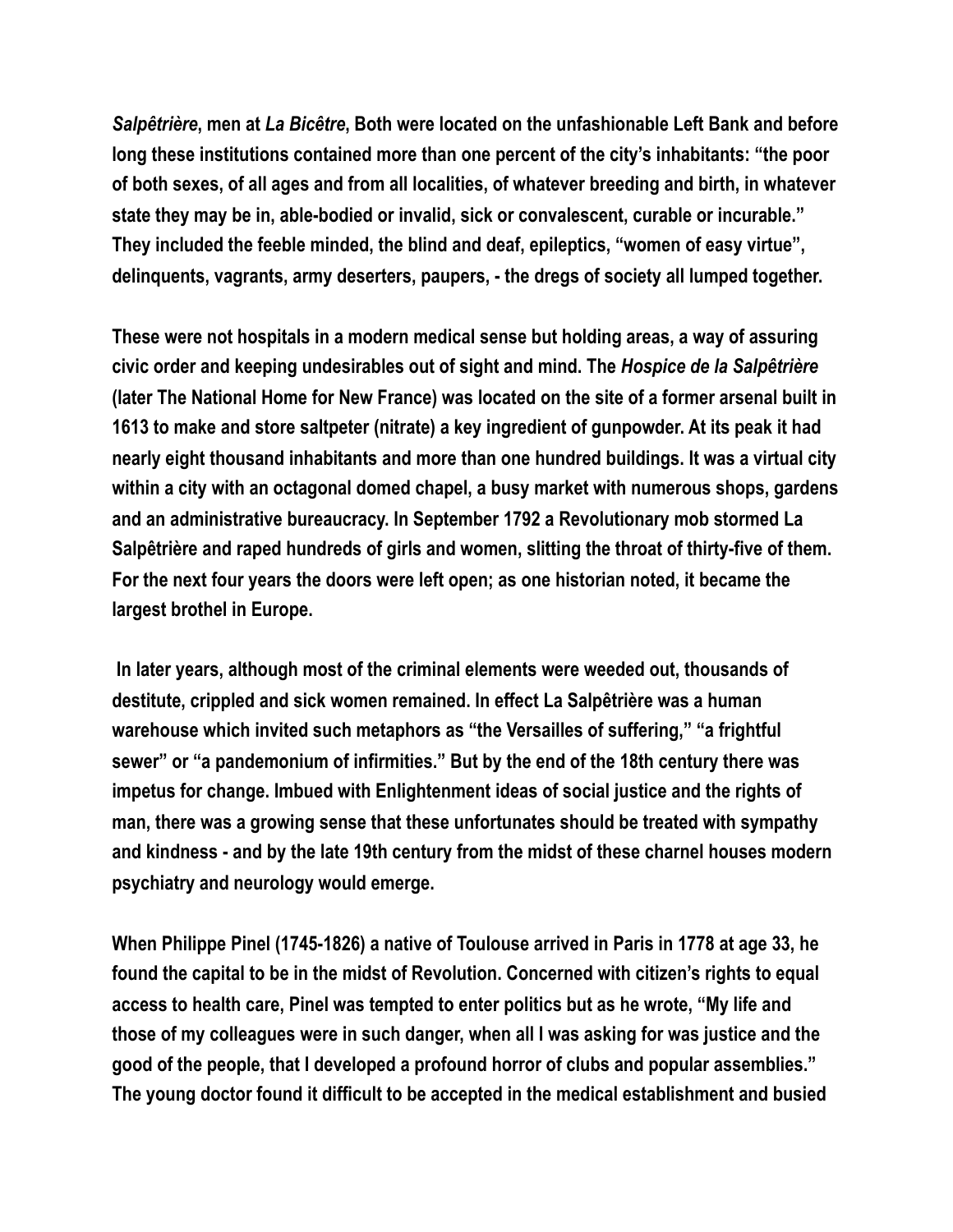***Salpêtrière*, men at *La Bicêtre*, Both were located on the unfashionable Left Bank and before long these institutions contained more than one percent of the city's inhabitants: "the poor of both sexes, of all ages and from all localities, of whatever breeding and birth, in whatever state they may be in, able-bodied or invalid, sick or convalescent, curable or incurable." They included the feeble minded, the blind and deaf, epileptics, "women of easy virtue", delinquents, vagrants, army deserters, paupers, - the dregs of society all lumped together.**

**These were not hospitals in a modern medical sense but holding areas, a way of assuring civic order and keeping undesirables out of sight and mind. The *Hospice de la Salpêtrière* (later The National Home for New France) was located on the site of a former arsenal built in 1613 to make and store saltpeter (nitrate) a key ingredient of gunpowder. At its peak it had nearly eight thousand inhabitants and more than one hundred buildings. It was a virtual city within a city with an octagonal domed chapel, a busy market with numerous shops, gardens and an administrative bureaucracy. In September 1792 a Revolutionary mob stormed La Salpêtrière and raped hundreds of girls and women, slitting the throat of thirty-five of them. For the next four years the doors were left open; as one historian noted, it became the largest brothel in Europe.**

**In later years, although most of the criminal elements were weeded out, thousands of destitute, crippled and sick women remained. In effect La Salpêtrière was a human warehouse which invited such metaphors as "the Versailles of suffering," "a frightful sewer" or "a pandemonium of infirmities." But by the end of the 18th century there was impetus for change. Imbued with Enlightenment ideas of social justice and the rights of man, there was a growing sense that these unfortunates should be treated with sympathy and kindness - and by the late 19th century from the midst of these charnel houses modern psychiatry and neurology would emerge.**

**When Philippe Pinel (1745-1826) a native of Toulouse arrived in Paris in 1778 at age 33, he found the capital to be in the midst of Revolution. Concerned with citizen's rights to equal access to health care, Pinel was tempted to enter politics but as he wrote, "My life and those of my colleagues were in such danger, when all I was asking for was justice and the good of the people, that I developed a profound horror of clubs and popular assemblies." The young doctor found it difficult to be accepted in the medical establishment and busied**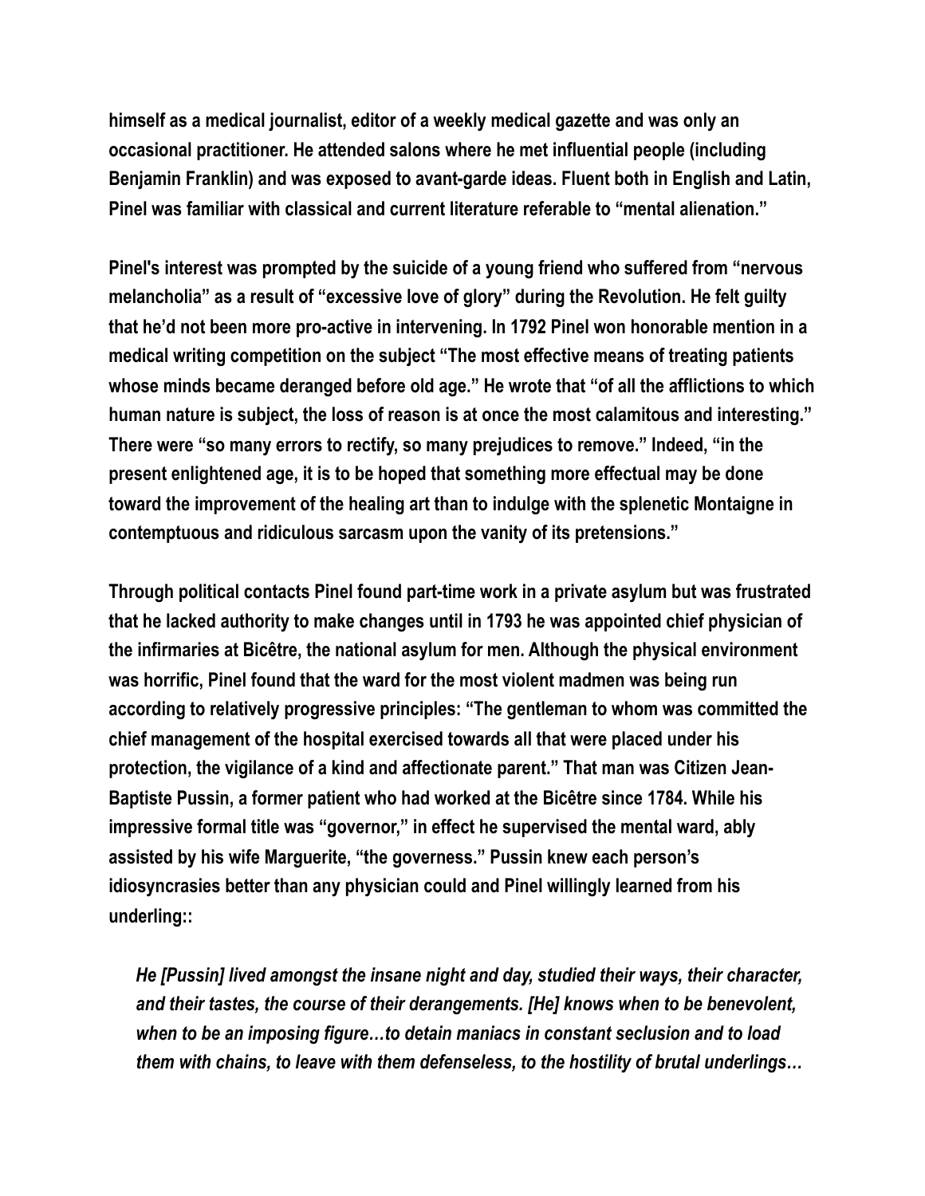**himself as a medical journalist, editor of a weekly medical gazette and was only an occasional practitioner. He attended salons where he met influential people (including Benjamin Franklin) and was exposed to avant-garde ideas. Fluent both in English and Latin, Pinel was familiar with classical and current literature referable to "mental alienation."**

**Pinel's interest was prompted by the suicide of a young friend who suffered from "nervous melancholia" as a result of "excessive love of glory" during the Revolution. He felt guilty that he'd not been more pro-active in intervening. In 1792 Pinel won honorable mention in a medical writing competition on the subject "The most effective means of treating patients whose minds became deranged before old age." He wrote that "of all the afflictions to which human nature is subject, the loss of reason is at once the most calamitous and interesting." There were "so many errors to rectify, so many prejudices to remove." Indeed, "in the present enlightened age, it is to be hoped that something more effectual may be done toward the improvement of the healing art than to indulge with the splenetic Montaigne in contemptuous and ridiculous sarcasm upon the vanity of its pretensions."**

**Through political contacts Pinel found part-time work in a private asylum but was frustrated that he lacked authority to make changes until in 1793 he was appointed chief physician of the infirmaries at Bicêtre, the national asylum for men. Although the physical environment was horrific, Pinel found that the ward for the most violent madmen was being run according to relatively progressive principles: "The gentleman to whom was committed the chief management of the hospital exercised towards all that were placed under his protection, the vigilance of a kind and affectionate parent." That man was Citizen Jean-Baptiste Pussin, a former patient who had worked at the Bicêtre since 1784. While his impressive formal title was "governor," in effect he supervised the mental ward, ably assisted by his wife Marguerite, "the governess." Pussin knew each person's idiosyncrasies better than any physician could and Pinel willingly learned from his underling::**

> ***He [Pussin] lived amongst the insane night and day, studied their ways, their character, and their tastes, the course of their derangements. [He] knows when to be benevolent, when to be an imposing figure…to detain maniacs in constant seclusion and to load them with chains, to leave with them defenseless, to the hostility of brutal underlings…***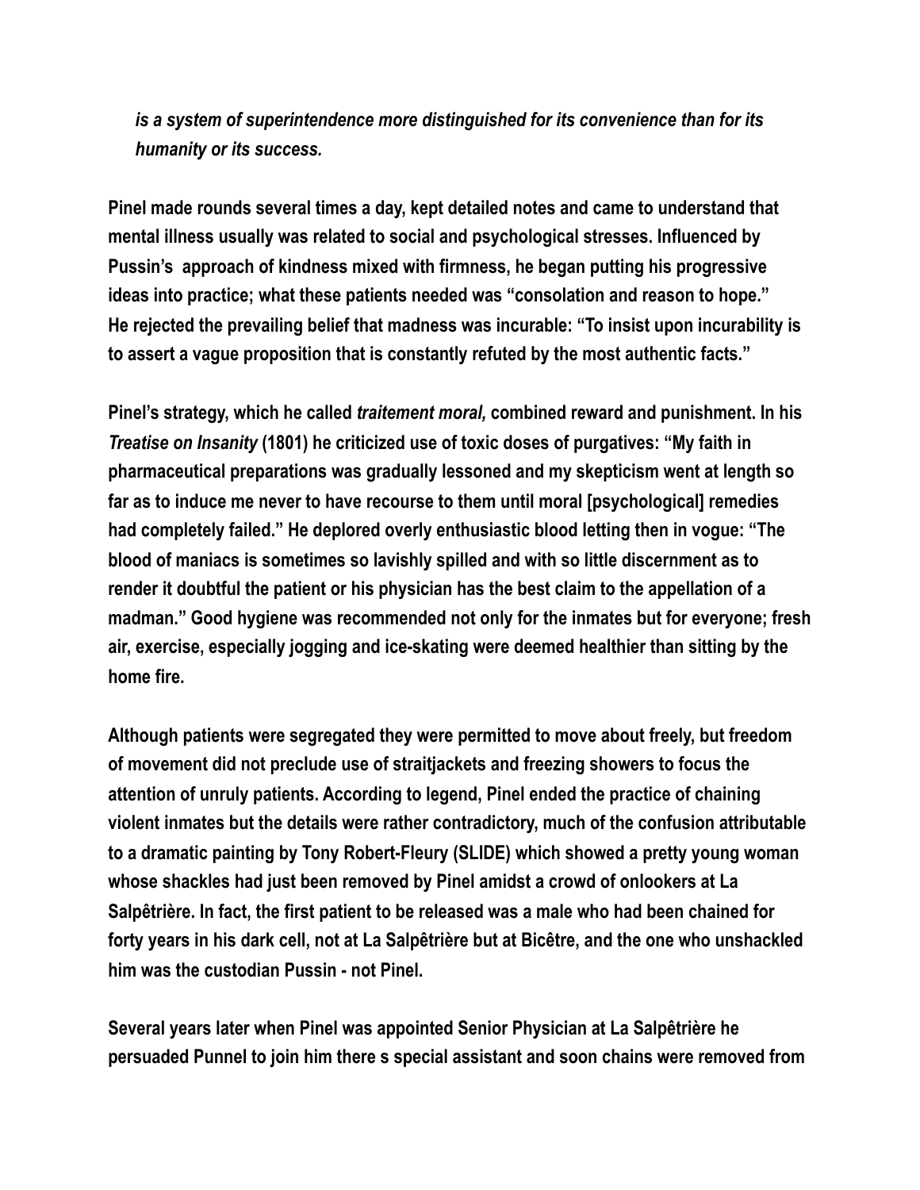***is a system of superintendence more distinguished for its convenience than for its humanity or its success.***

**Pinel made rounds several times a day, kept detailed notes and came to understand that mental illness usually was related to social and psychological stresses. Influenced by Pussin's approach of kindness mixed with firmness, he began putting his progressive ideas into practice; what these patients needed was "consolation and reason to hope." He rejected the prevailing belief that madness was incurable: "To insist upon incurability is to assert a vague proposition that is constantly refuted by the most authentic facts."**

**Pinel's strategy, which he called *traitement moral,* combined reward and punishment. In his *Treatise on Insanity* (1801) he criticized use of toxic doses of purgatives: "My faith in pharmaceutical preparations was gradually lessoned and my skepticism went at length so far as to induce me never to have recourse to them until moral [psychological] remedies had completely failed." He deplored overly enthusiastic blood letting then in vogue: "The blood of maniacs is sometimes so lavishly spilled and with so little discernment as to render it doubtful the patient or his physician has the best claim to the appellation of a madman." Good hygiene was recommended not only for the inmates but for everyone; fresh air, exercise, especially jogging and ice-skating were deemed healthier than sitting by the home fire.**

**Although patients were segregated they were permitted to move about freely, but freedom of movement did not preclude use of straitjackets and freezing showers to focus the attention of unruly patients. According to legend, Pinel ended the practice of chaining violent inmates but the details were rather contradictory, much of the confusion attributable to a dramatic painting by Tony Robert-Fleury (SLIDE) which showed a pretty young woman whose shackles had just been removed by Pinel amidst a crowd of onlookers at La Salpêtrière. In fact, the first patient to be released was a male who had been chained for forty years in his dark cell, not at La Salpêtrière but at Bicêtre, and the one who unshackled him was the custodian Pussin - not Pinel.**

**Several years later when Pinel was appointed Senior Physician at La Salpêtrière he persuaded Punnel to join him there s special assistant and soon chains were removed from**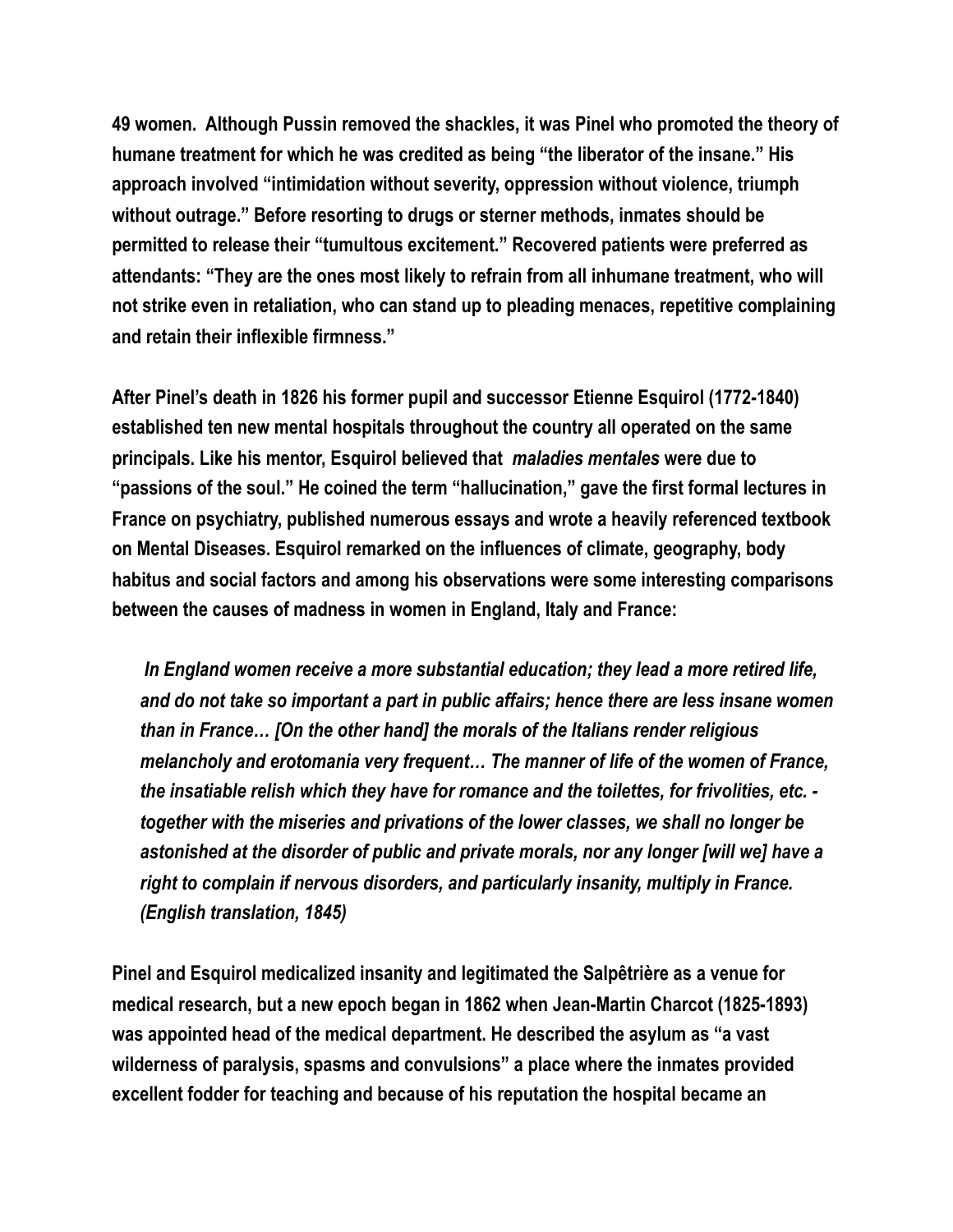**49 women. Although Pussin removed the shackles, it was Pinel who promoted the theory of humane treatment for which he was credited as being "the liberator of the insane." His approach involved "intimidation without severity, oppression without violence, triumph without outrage." Before resorting to drugs or sterner methods, inmates should be permitted to release their "tumultous excitement." Recovered patients were preferred as attendants: "They are the ones most likely to refrain from all inhumane treatment, who will not strike even in retaliation, who can stand up to pleading menaces, repetitive complaining and retain their inflexible firmness."**

**After Pinel's death in 1826 his former pupil and successor Etienne Esquirol (1772-1840) established ten new mental hospitals throughout the country all operated on the same principals. Like his mentor, Esquirol believed that *maladies mentales* were due to "passions of the soul." He coined the term "hallucination," gave the first formal lectures in France on psychiatry, published numerous essays and wrote a heavily referenced textbook on Mental Diseases. Esquirol remarked on the influences of climate, geography, body habitus and social factors and among his observations were some interesting comparisons between the causes of madness in women in England, Italy and France:**

> ***In England women receive a more substantial education; they lead a more retired life, and do not take so important a part in public affairs; hence there are less insane women than in France… [On the other hand] the morals of the Italians render religious melancholy and erotomania very frequent… The manner of life of the women of France, the insatiable relish which they have for romance and the toilettes, for frivolities, etc. - together with the miseries and privations of the lower classes, we shall no longer be astonished at the disorder of public and private morals, nor any longer [will we] have a right to complain if nervous disorders, and particularly insanity, multiply in France. (English translation, 1845)***

**Pinel and Esquirol medicalized insanity and legitimated the Salpêtrière as a venue for medical research, but a new epoch began in 1862 when Jean-Martin Charcot (1825-1893) was appointed head of the medical department. He described the asylum as "a vast wilderness of paralysis, spasms and convulsions" a place where the inmates provided excellent fodder for teaching and because of his reputation the hospital became an**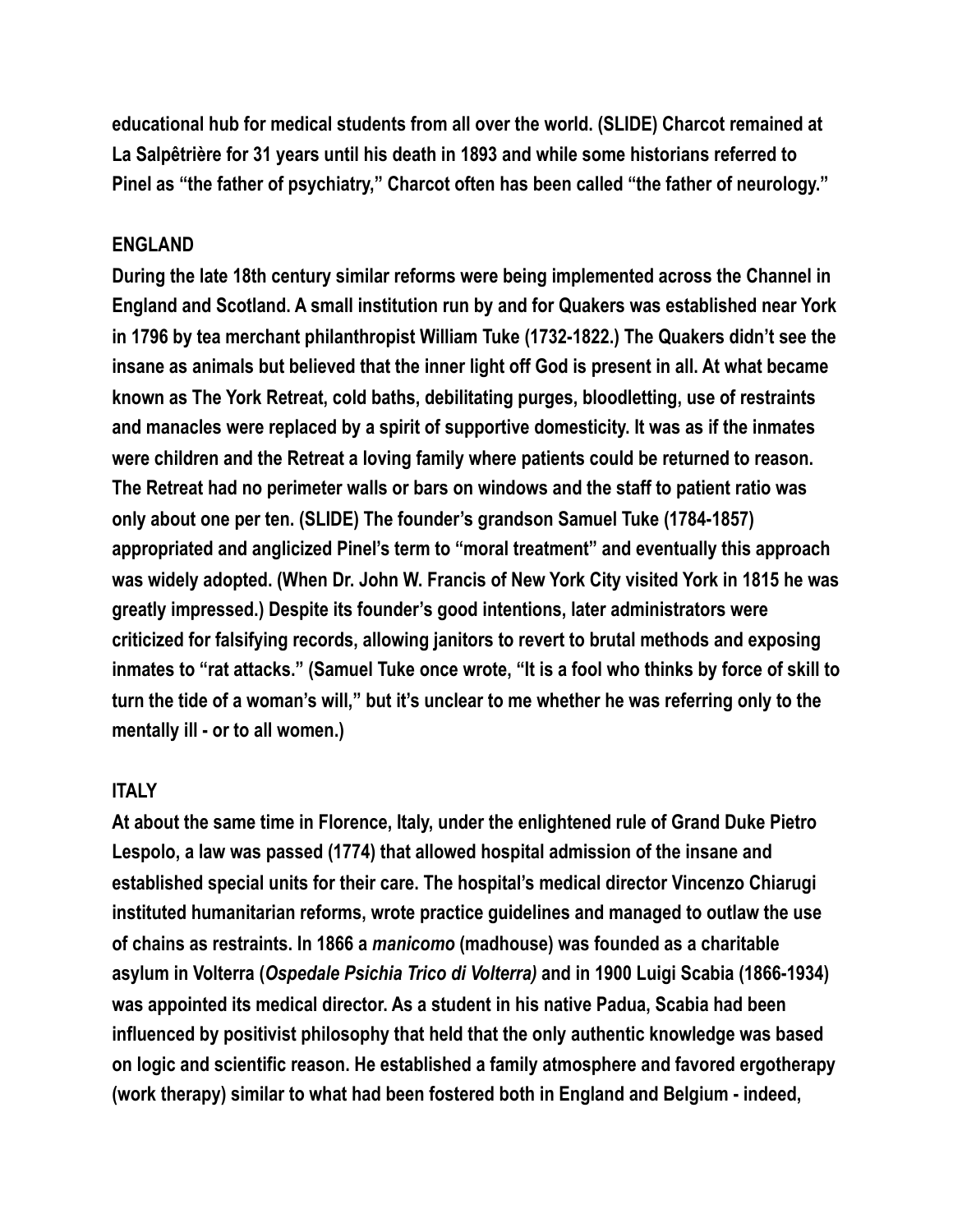**educational hub for medical students from all over the world. (SLIDE) Charcot remained at La Salpêtrière for 31 years until his death in 1893 and while some historians referred to Pinel as "the father of psychiatry," Charcot often has been called "the father of neurology."**

## ENGLAND

**During the late 18th century similar reforms were being implemented across the Channel in England and Scotland. A small institution run by and for Quakers was established near York in 1796 by tea merchant philanthropist William Tuke (1732-1822.) The Quakers didn't see the insane as animals but believed that the inner light off God is present in all. At what became known as The York Retreat, cold baths, debilitating purges, bloodletting, use of restraints and manacles were replaced by a spirit of supportive domesticity. It was as if the inmates were children and the Retreat a loving family where patients could be returned to reason. The Retreat had no perimeter walls or bars on windows and the staff to patient ratio was only about one per ten. (SLIDE) The founder's grandson Samuel Tuke (1784-1857) appropriated and anglicized Pinel's term to "moral treatment" and eventually this approach was widely adopted. (When Dr. John W. Francis of New York City visited York in 1815 he was greatly impressed.) Despite its founder's good intentions, later administrators were criticized for falsifying records, allowing janitors to revert to brutal methods and exposing inmates to "rat attacks." (Samuel Tuke once wrote, "It is a fool who thinks by force of skill to turn the tide of a woman's will," but it's unclear to me whether he was referring only to the mentally ill - or to all women.)**

## ITALY

**At about the same time in Florence, Italy, under the enlightened rule of Grand Duke Pietro Lespolo, a law was passed (1774) that allowed hospital admission of the insane and established special units for their care. The hospital's medical director Vincenzo Chiarugi instituted humanitarian reforms, wrote practice guidelines and managed to outlaw the use of chains as restraints. In 1866 a *manicomo* (madhouse) was founded as a charitable asylum in Volterra (*Ospedale Psichia Trico di Volterra)* and in 1900 Luigi Scabia (1866-1934) was appointed its medical director. As a student in his native Padua, Scabia had been influenced by positivist philosophy that held that the only authentic knowledge was based on logic and scientific reason. He established a family atmosphere and favored ergotherapy (work therapy) similar to what had been fostered both in England and Belgium - indeed,**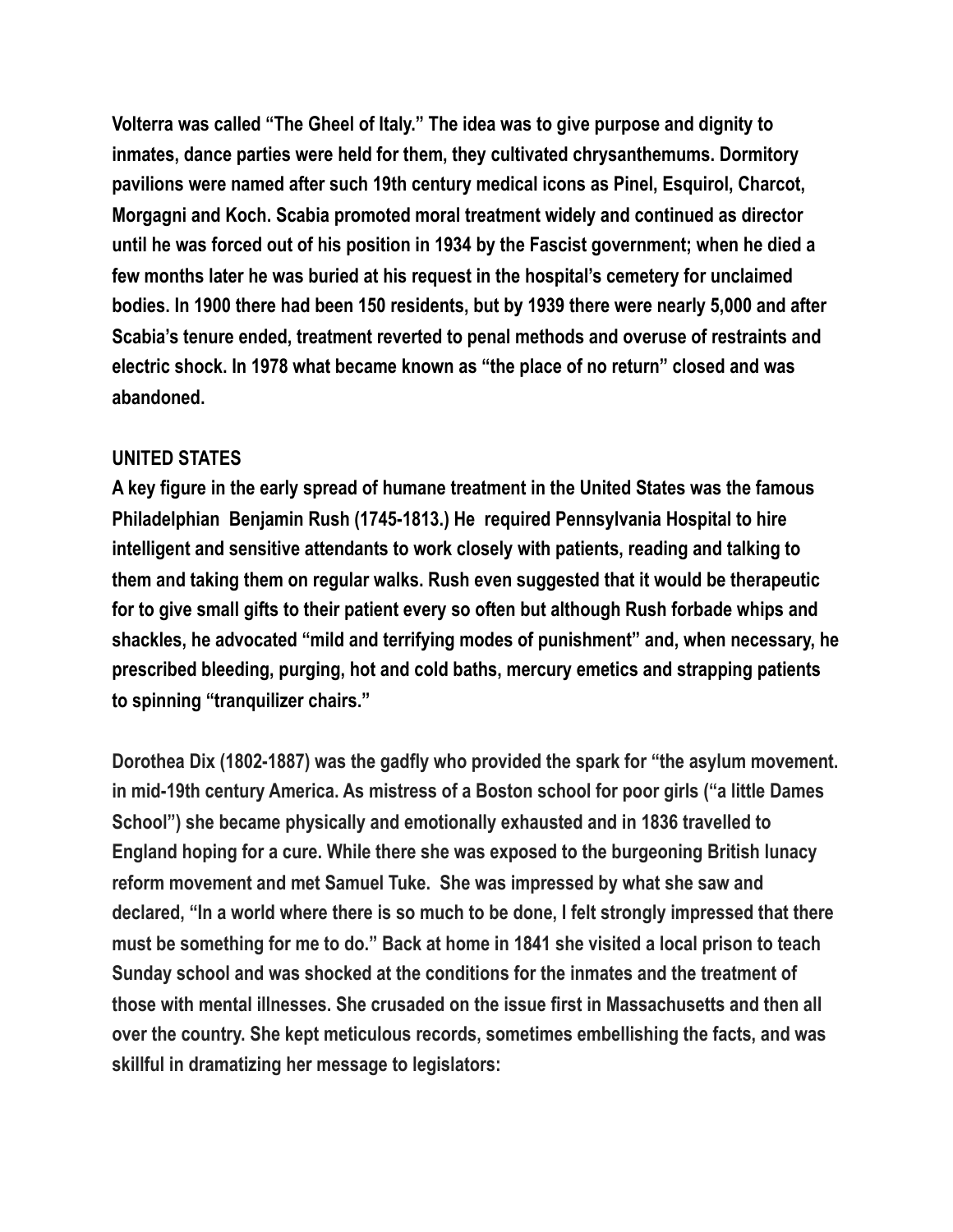**Volterra was called "The Gheel of Italy." The idea was to give purpose and dignity to inmates, dance parties were held for them, they cultivated chrysanthemums. Dormitory pavilions were named after such 19th century medical icons as Pinel, Esquirol, Charcot, Morgagni and Koch. Scabia promoted moral treatment widely and continued as director until he was forced out of his position in 1934 by the Fascist government; when he died a few months later he was buried at his request in the hospital's cemetery for unclaimed bodies. In 1900 there had been 150 residents, but by 1939 there were nearly 5,000 and after Scabia's tenure ended, treatment reverted to penal methods and overuse of restraints and electric shock. In 1978 what became known as "the place of no return" closed and was abandoned.**

## UNITED STATES

**A key figure in the early spread of humane treatment in the United States was the famous Philadelphian Benjamin Rush (1745-1813.) He required Pennsylvania Hospital to hire intelligent and sensitive attendants to work closely with patients, reading and talking to them and taking them on regular walks. Rush even suggested that it would be therapeutic for to give small gifts to their patient every so often but although Rush forbade whips and shackles, he advocated "mild and terrifying modes of punishment" and, when necessary, he prescribed bleeding, purging, hot and cold baths, mercury emetics and strapping patients to spinning "tranquilizer chairs."**

Dorothea Dix (1802-1887) was the gadfly who provided the spark for "the asylum movement. in mid-19th century America. As mistress of a Boston school for poor girls ("a little Dames School") she became physically and emotionally exhausted and in 1836 travelled to England hoping for a cure. While there she was exposed to the burgeoning British lunacy reform movement and met Samuel Tuke. She was impressed by what she saw and declared, "In a world where there is so much to be done, I felt strongly impressed that there must be something for me to do." Back at home in 1841 she visited a local prison to teach Sunday school and was shocked at the conditions for the inmates and the treatment of those with mental illnesses. She crusaded on the issue first in Massachusetts and then all over the country. She kept meticulous records, sometimes embellishing the facts, and was skillful in dramatizing her message to legislators: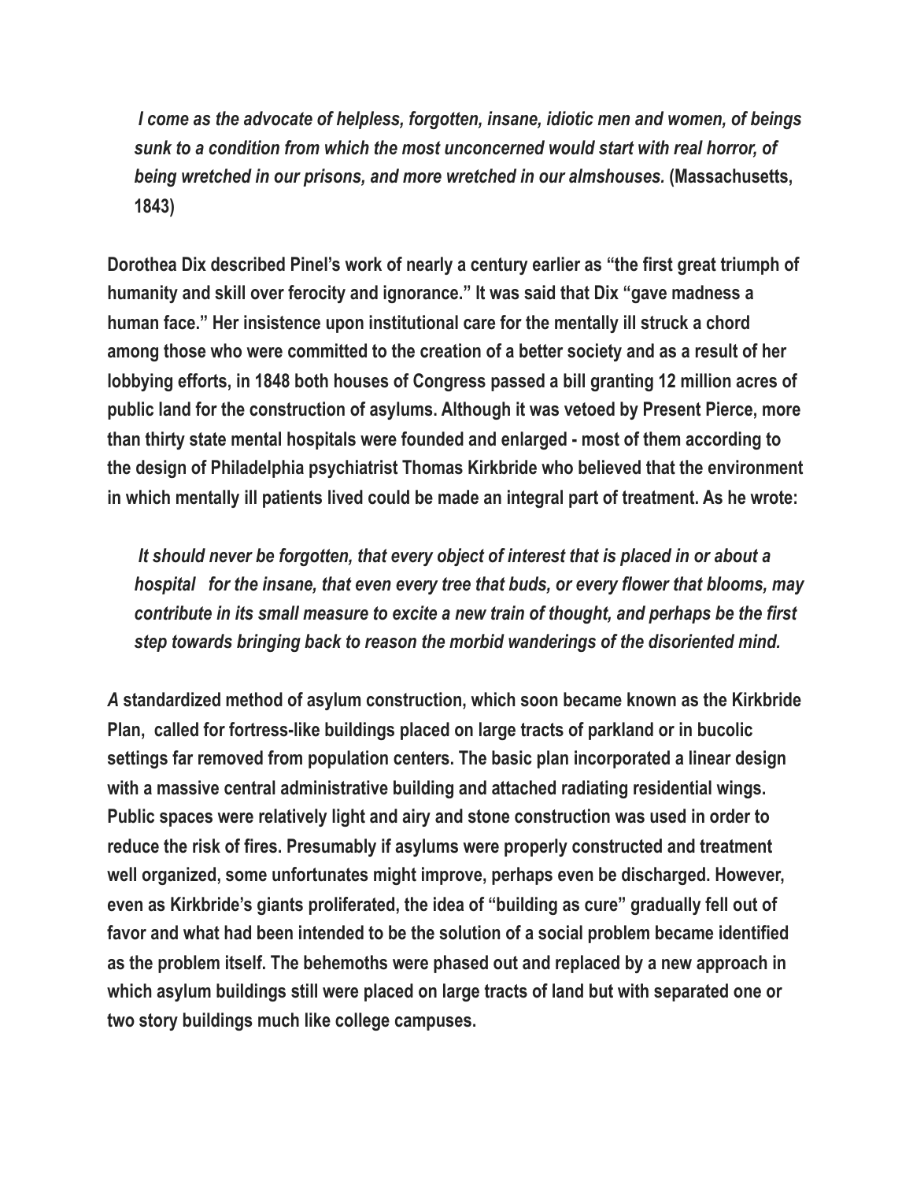*I come as the advocate of helpless, forgotten, insane, idiotic men and women, of beings sunk to a condition from which the most unconcerned would start with real horror, of being wretched in our prisons, and more wretched in our almshouses.* **(Massachusetts, 1843)**

**Dorothea Dix described Pinel's work of nearly a century earlier as "the first great triumph of humanity and skill over ferocity and ignorance." It was said that Dix "gave madness a human face." Her insistence upon institutional care for the mentally ill struck a chord among those who were committed to the creation of a better society and as a result of her lobbying efforts, in 1848 both houses of Congress passed a bill granting 12 million acres of public land for the construction of asylums. Although it was vetoed by Present Pierce, more than thirty state mental hospitals were founded and enlarged - most of them according to the design of Philadelphia psychiatrist Thomas Kirkbride who believed that the environment in which mentally ill patients lived could be made an integral part of treatment. As he wrote:**

*It should never be forgotten, that every object of interest that is placed in or about a hospital for the insane, that even every tree that buds, or every flower that blooms, may contribute in its small measure to excite a new train of thought, and perhaps be the first step towards bringing back to reason the morbid wanderings of the disoriented mind.*

***A* standardized method of asylum construction, which soon became known as the Kirkbride Plan, called for fortress-like buildings placed on large tracts of parkland or in bucolic settings far removed from population centers. The basic plan incorporated a linear design with a massive central administrative building and attached radiating residential wings. Public spaces were relatively light and airy and stone construction was used in order to reduce the risk of fires. Presumably if asylums were properly constructed and treatment well organized, some unfortunates might improve, perhaps even be discharged. However, even as Kirkbride's giants proliferated, the idea of "building as cure" gradually fell out of favor and what had been intended to be the solution of a social problem became identified as the problem itself. The behemoths were phased out and replaced by a new approach in which asylum buildings still were placed on large tracts of land but with separated one or two story buildings much like college campuses.**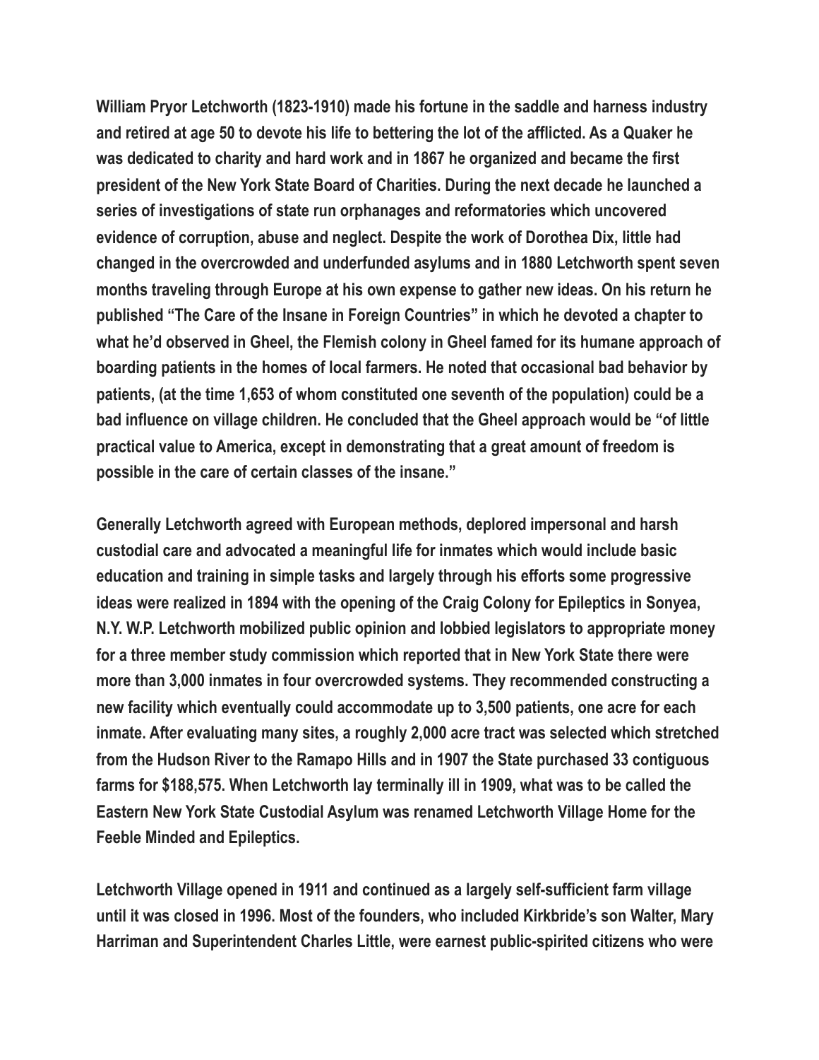**William Pryor Letchworth (1823-1910) made his fortune in the saddle and harness industry and retired at age 50 to devote his life to bettering the lot of the afflicted. As a Quaker he was dedicated to charity and hard work and in 1867 he organized and became the first president of the New York State Board of Charities. During the next decade he launched a series of investigations of state run orphanages and reformatories which uncovered evidence of corruption, abuse and neglect. Despite the work of Dorothea Dix, little had changed in the overcrowded and underfunded asylums and in 1880 Letchworth spent seven months traveling through Europe at his own expense to gather new ideas. On his return he published "The Care of the Insane in Foreign Countries" in which he devoted a chapter to what he'd observed in Gheel, the Flemish colony in Gheel famed for its humane approach of boarding patients in the homes of local farmers. He noted that occasional bad behavior by patients, (at the time 1,653 of whom constituted one seventh of the population) could be a bad influence on village children. He concluded that the Gheel approach would be "of little practical value to America, except in demonstrating that a great amount of freedom is possible in the care of certain classes of the insane."**

**Generally Letchworth agreed with European methods, deplored impersonal and harsh custodial care and advocated a meaningful life for inmates which would include basic education and training in simple tasks and largely through his efforts some progressive ideas were realized in 1894 with the opening of the Craig Colony for Epileptics in Sonyea, N.Y. W.P. Letchworth mobilized public opinion and lobbied legislators to appropriate money for a three member study commission which reported that in New York State there were more than 3,000 inmates in four overcrowded systems. They recommended constructing a new facility which eventually could accommodate up to 3,500 patients, one acre for each inmate. After evaluating many sites, a roughly 2,000 acre tract was selected which stretched from the Hudson River to the Ramapo Hills and in 1907 the State purchased 33 contiguous farms for $188,575. When Letchworth lay terminally ill in 1909, what was to be called the Eastern New York State Custodial Asylum was renamed Letchworth Village Home for the Feeble Minded and Epileptics.**

**Letchworth Village opened in 1911 and continued as a largely self-sufficient farm village until it was closed in 1996. Most of the founders, who included Kirkbride's son Walter, Mary Harriman and Superintendent Charles Little, were earnest public-spirited citizens who were**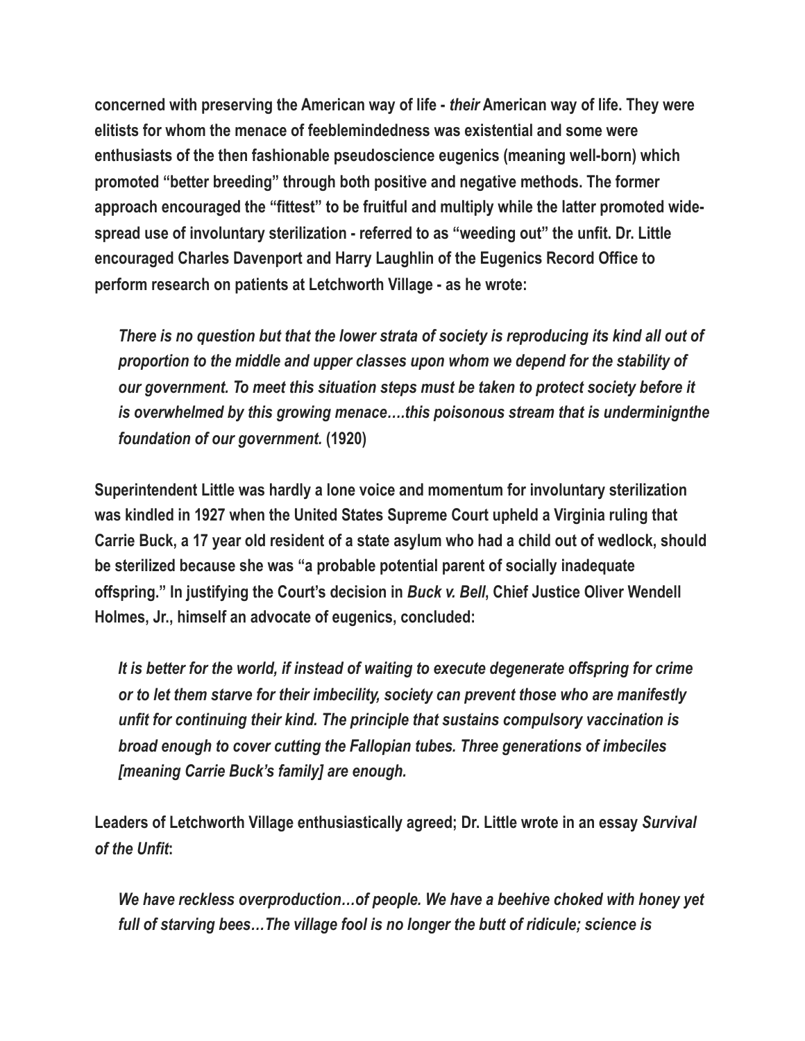**concerned with preserving the American way of life - *their* American way of life. They were elitists for whom the menace of feeblemindedness was existential and some were enthusiasts of the then fashionable pseudoscience eugenics (meaning well-born) which promoted "better breeding" through both positive and negative methods. The former approach encouraged the "fittest" to be fruitful and multiply while the latter promoted wide-spread use of involuntary sterilization - referred to as "weeding out" the unfit. Dr. Little encouraged Charles Davenport and Harry Laughlin of the Eugenics Record Office to perform research on patients at Letchworth Village - as he wrote:**

> ***There is no question but that the lower strata of society is reproducing its kind all out of proportion to the middle and upper classes upon whom we depend for the stability of our government. To meet this situation steps must be taken to protect society before it is overwhelmed by this growing menace….this poisonous stream that is underminignthe foundation of our government.*** **(1920)**

**Superintendent Little was hardly a lone voice and momentum for involuntary sterilization was kindled in 1927 when the United States Supreme Court upheld a Virginia ruling that Carrie Buck, a 17 year old resident of a state asylum who had a child out of wedlock, should be sterilized because she was "a probable potential parent of socially inadequate offspring." In justifying the Court's decision in *Buck v. Bell*, Chief Justice Oliver Wendell Holmes, Jr., himself an advocate of eugenics, concluded:**

> ***It is better for the world, if instead of waiting to execute degenerate offspring for crime or to let them starve for their imbecility, society can prevent those who are manifestly unfit for continuing their kind. The principle that sustains compulsory vaccination is broad enough to cover cutting the Fallopian tubes. Three generations of imbeciles [meaning Carrie Buck's family] are enough.***

**Leaders of Letchworth Village enthusiastically agreed; Dr. Little wrote in an essay *Survival of the Unfit*:**

> ***We have reckless overproduction…of people. We have a beehive choked with honey yet full of starving bees…The village fool is no longer the butt of ridicule; science is***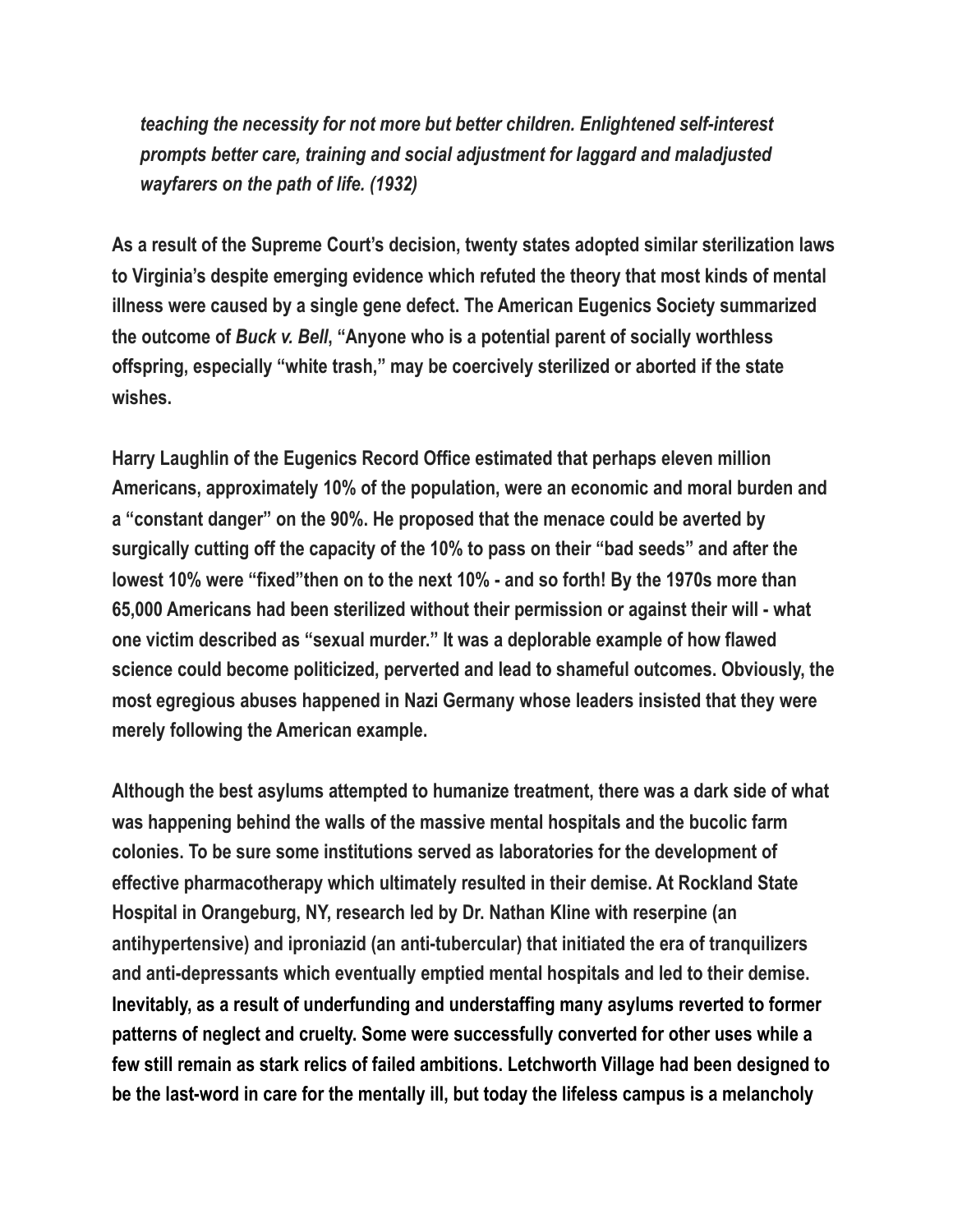*teaching the necessity for not more but better children. Enlightened self-interest prompts better care, training and social adjustment for laggard and maladjusted wayfarers on the path of life. (1932)*

**As a result of the Supreme Court's decision, twenty states adopted similar sterilization laws to Virginia's despite emerging evidence which refuted the theory that most kinds of mental illness were caused by a single gene defect. The American Eugenics Society summarized the outcome of *Buck v. Bell*, "Anyone who is a potential parent of socially worthless offspring, especially "white trash," may be coercively sterilized or aborted if the state wishes.**

**Harry Laughlin of the Eugenics Record Office estimated that perhaps eleven million Americans, approximately 10% of the population, were an economic and moral burden and a "constant danger" on the 90%. He proposed that the menace could be averted by surgically cutting off the capacity of the 10% to pass on their "bad seeds" and after the lowest 10% were "fixed"then on to the next 10% - and so forth! By the 1970s more than 65,000 Americans had been sterilized without their permission or against their will - what one victim described as "sexual murder." It was a deplorable example of how flawed science could become politicized, perverted and lead to shameful outcomes. Obviously, the most egregious abuses happened in Nazi Germany whose leaders insisted that they were merely following the American example.**

**Although the best asylums attempted to humanize treatment, there was a dark side of what was happening behind the walls of the massive mental hospitals and the bucolic farm colonies. To be sure some institutions served as laboratories for the development of effective pharmacotherapy which ultimately resulted in their demise. At Rockland State Hospital in Orangeburg, NY, research led by Dr. Nathan Kline with reserpine (an antihypertensive) and iproniazid (an anti-tubercular) that initiated the era of tranquilizers and anti-depressants which eventually emptied mental hospitals and led to their demise. Inevitably, as a result of underfunding and understaffing many asylums reverted to former patterns of neglect and cruelty. Some were successfully converted for other uses while a few still remain as stark relics of failed ambitions. Letchworth Village had been designed to be the last-word in care for the mentally ill, but today the lifeless campus is a melancholy**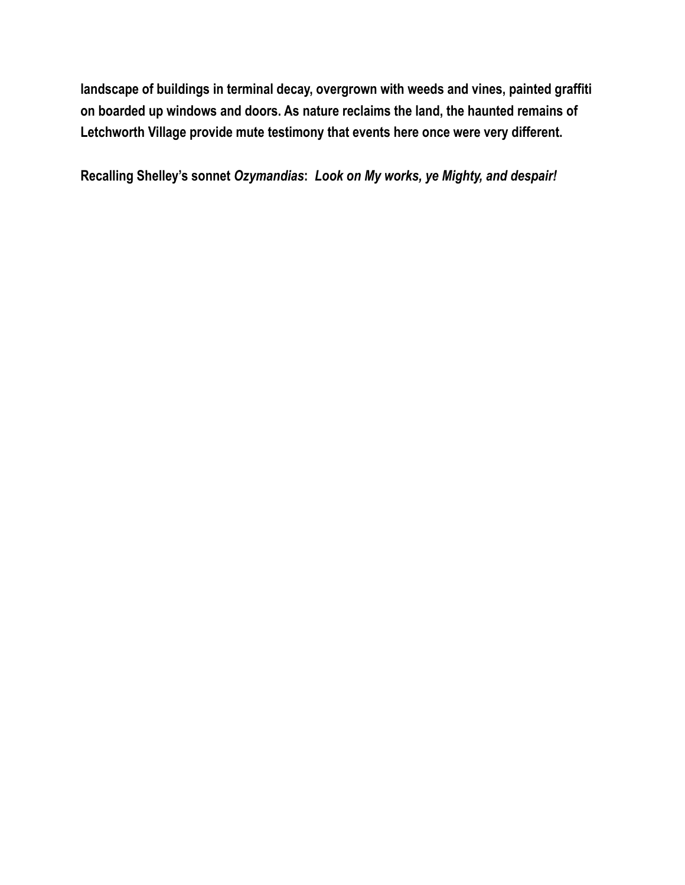**landscape of buildings in terminal decay, overgrown with weeds and vines, painted graffiti on boarded up windows and doors. As nature reclaims the land, the haunted remains of Letchworth Village provide mute testimony that events here once were very different.**

**Recalling Shelley's sonnet *Ozymandias*: *Look on My works, ye Mighty, and despair!***